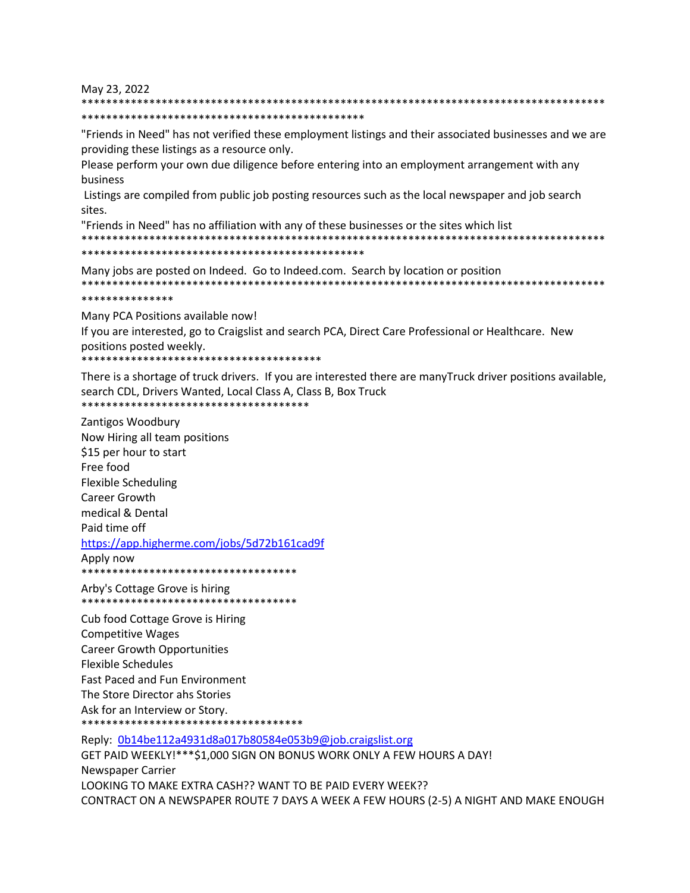May 23, 2022

*******************************************************************************************************************************************

"Friends in Need" has not verified these employment listings and their associated businesses and we are providing these listings as a resource only.

Please perform your own due diligence before entering into an employment arrangement with any business

Listings are compiled from public job posting resources such as the local newspaper and job search sites.

"Friends in Need" has no affiliation with any of these businesses or the sites which list

*******************************************************************************************************************************************

Many jobs are posted on Indeed. Go to Indeed.com. Search by location or position

*****************************************************************************************************************

Many PCA Positions available now!

If you are interested, go to Craigslist and search PCA, Direct Care Professional or Healthcare. New positions posted weekly.

****************************************

There is a shortage of truck drivers. If you are interested there are manyTruck driver positions available, search CDL, Drivers Wanted, Local Class A, Class B, Box Truck

**************************************

Zantigos Woodbury

Now Hiring all team positions

$15 per hour to start

Free food

Flexible Scheduling

Career Growth

medical & Dental

Paid time off

https://app.higherme.com/jobs/5d72b161cad9f

Apply now

************************************

Arby's Cottage Grove is hiring

************************************

Cub food Cottage Grove is Hiring

Competitive Wages

Career Growth Opportunities

Flexible Schedules

Fast Paced and Fun Environment

The Store Director ahs Stories

Ask for an Interview or Story.

*************************************

Reply: 0b14be112a4931d8a017b80584e053b9@job.craigslist.org

GET PAID WEEKLY!***$1,000 SIGN ON BONUS WORK ONLY A FEW HOURS A DAY!

Newspaper Carrier

LOOKING TO MAKE EXTRA CASH?? WANT TO BE PAID EVERY WEEK??

CONTRACT ON A NEWSPAPER ROUTE 7 DAYS A WEEK A FEW HOURS (2-5) A NIGHT AND MAKE ENOUGH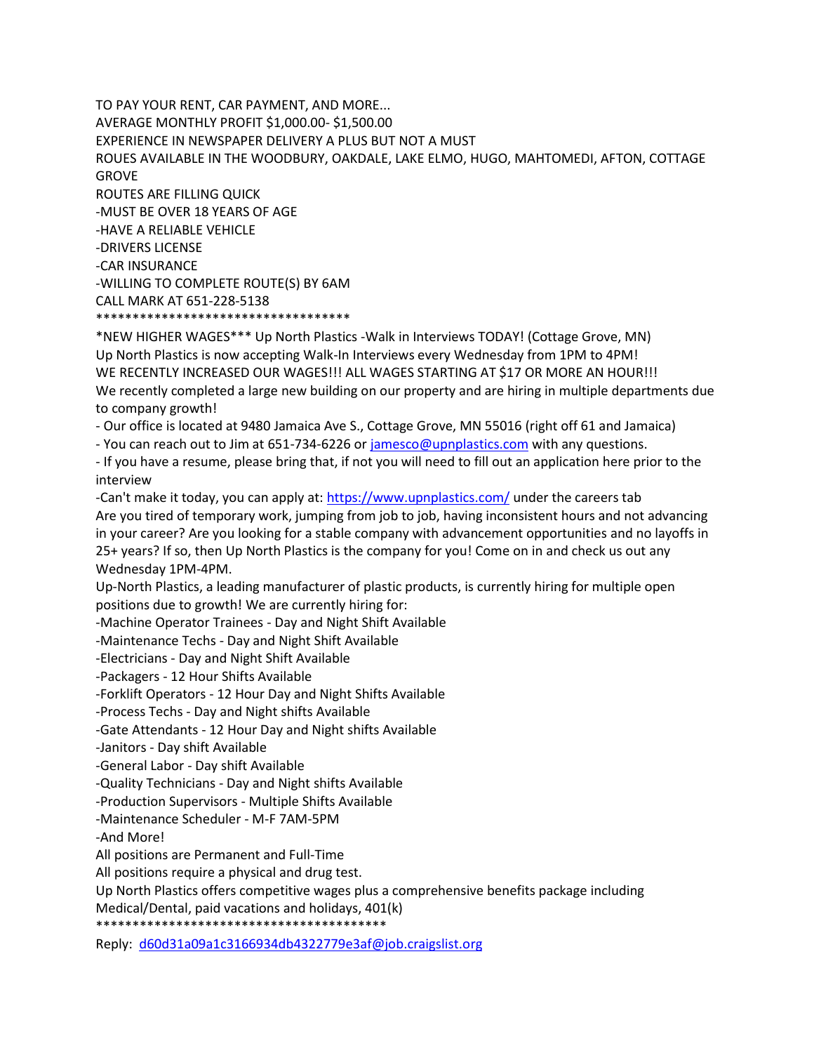TO PAY YOUR RENT, CAR PAYMENT, AND MORE...
AVERAGE MONTHLY PROFIT $1,000.00- $1,500.00
EXPERIENCE IN NEWSPAPER DELIVERY A PLUS BUT NOT A MUST
ROUES AVAILABLE IN THE WOODBURY, OAKDALE, LAKE ELMO, HUGO, MAHTOMEDI, AFTON, COTTAGE GROVE
ROUTES ARE FILLING QUICK
-MUST BE OVER 18 YEARS OF AGE
-HAVE A RELIABLE VEHICLE
-DRIVERS LICENSE
-CAR INSURANCE
-WILLING TO COMPLETE ROUTE(S) BY 6AM
CALL MARK AT 651-228-5138
************************************
*NEW HIGHER WAGES*** Up North Plastics -Walk in Interviews TODAY! (Cottage Grove, MN)
Up North Plastics is now accepting Walk-In Interviews every Wednesday from 1PM to 4PM!
WE RECENTLY INCREASED OUR WAGES!!! ALL WAGES STARTING AT $17 OR MORE AN HOUR!!!
We recently completed a large new building on our property and are hiring in multiple departments due to company growth!
- Our office is located at 9480 Jamaica Ave S., Cottage Grove, MN 55016 (right off 61 and Jamaica)
- You can reach out to Jim at 651-734-6226 or jamesco@upnplastics.com with any questions.
- If you have a resume, please bring that, if not you will need to fill out an application here prior to the interview
-Can't make it today, you can apply at: https://www.upnplastics.com/ under the careers tab
Are you tired of temporary work, jumping from job to job, having inconsistent hours and not advancing in your career? Are you looking for a stable company with advancement opportunities and no layoffs in 25+ years? If so, then Up North Plastics is the company for you! Come on in and check us out any Wednesday 1PM-4PM.
Up-North Plastics, a leading manufacturer of plastic products, is currently hiring for multiple open positions due to growth! We are currently hiring for:
-Machine Operator Trainees - Day and Night Shift Available
-Maintenance Techs - Day and Night Shift Available
-Electricians - Day and Night Shift Available
-Packagers - 12 Hour Shifts Available
-Forklift Operators - 12 Hour Day and Night Shifts Available
-Process Techs - Day and Night shifts Available
-Gate Attendants - 12 Hour Day and Night shifts Available
-Janitors - Day shift Available
-General Labor - Day shift Available
-Quality Technicians - Day and Night shifts Available
-Production Supervisors - Multiple Shifts Available
-Maintenance Scheduler - M-F 7AM-5PM
-And More!
All positions are Permanent and Full-Time
All positions require a physical and drug test.
Up North Plastics offers competitive wages plus a comprehensive benefits package including Medical/Dental, paid vacations and holidays, 401(k)
*****************************************
Reply: d60d31a09a1c3166934db4322779e3af@job.craigslist.org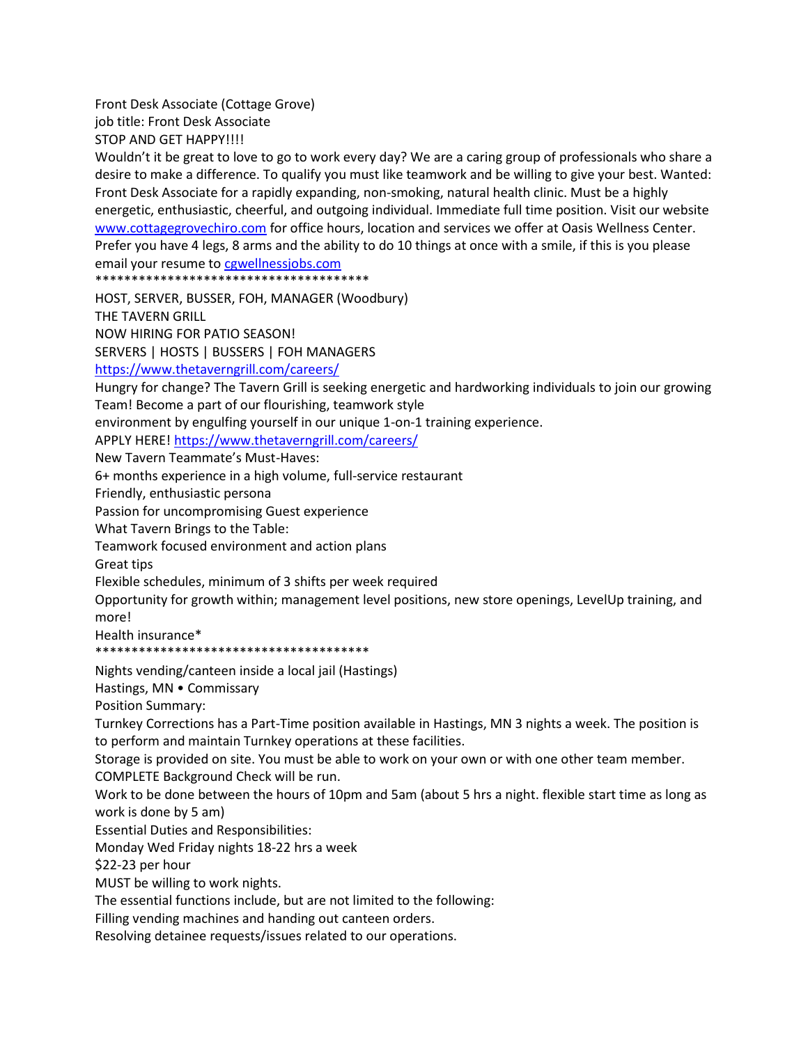Front Desk Associate (Cottage Grove)

job title: Front Desk Associate

STOP AND GET HAPPY!!!!

Wouldn't it be great to love to go to work every day? We are a caring group of professionals who share a desire to make a difference. To qualify you must like teamwork and be willing to give your best. Wanted: Front Desk Associate for a rapidly expanding, non-smoking, natural health clinic. Must be a highly energetic, enthusiastic, cheerful, and outgoing individual. Immediate full time position. Visit our website www.cottagegrovechiro.com for office hours, location and services we offer at Oasis Wellness Center. Prefer you have 4 legs, 8 arms and the ability to do 10 things at once with a smile, if this is you please email your resume to cgwellnessjobs.com

**************************************

HOST, SERVER, BUSSER, FOH, MANAGER (Woodbury)

THE TAVERN GRILL

NOW HIRING FOR PATIO SEASON!

SERVERS | HOSTS | BUSSERS | FOH MANAGERS

https://www.thetaverngrill.com/careers/

Hungry for change? The Tavern Grill is seeking energetic and hardworking individuals to join our growing Team! Become a part of our flourishing, teamwork style environment by engulfing yourself in our unique 1-on-1 training experience.

APPLY HERE! https://www.thetaverngrill.com/careers/

New Tavern Teammate's Must-Haves:

6+ months experience in a high volume, full-service restaurant

Friendly, enthusiastic persona

Passion for uncompromising Guest experience

What Tavern Brings to the Table:

Teamwork focused environment and action plans

Great tips

Flexible schedules, minimum of 3 shifts per week required

Opportunity for growth within; management level positions, new store openings, LevelUp training, and more!

Health insurance*

**************************************

Nights vending/canteen inside a local jail (Hastings)

Hastings, MN • Commissary

Position Summary:

Turnkey Corrections has a Part-Time position available in Hastings, MN 3 nights a week. The position is to perform and maintain Turnkey operations at these facilities.

Storage is provided on site. You must be able to work on your own or with one other team member.

COMPLETE Background Check will be run.

Work to be done between the hours of 10pm and 5am (about 5 hrs a night. flexible start time as long as work is done by 5 am)

Essential Duties and Responsibilities:

Monday Wed Friday nights 18-22 hrs a week

$22-23 per hour

MUST be willing to work nights.

The essential functions include, but are not limited to the following:

Filling vending machines and handing out canteen orders.

Resolving detainee requests/issues related to our operations.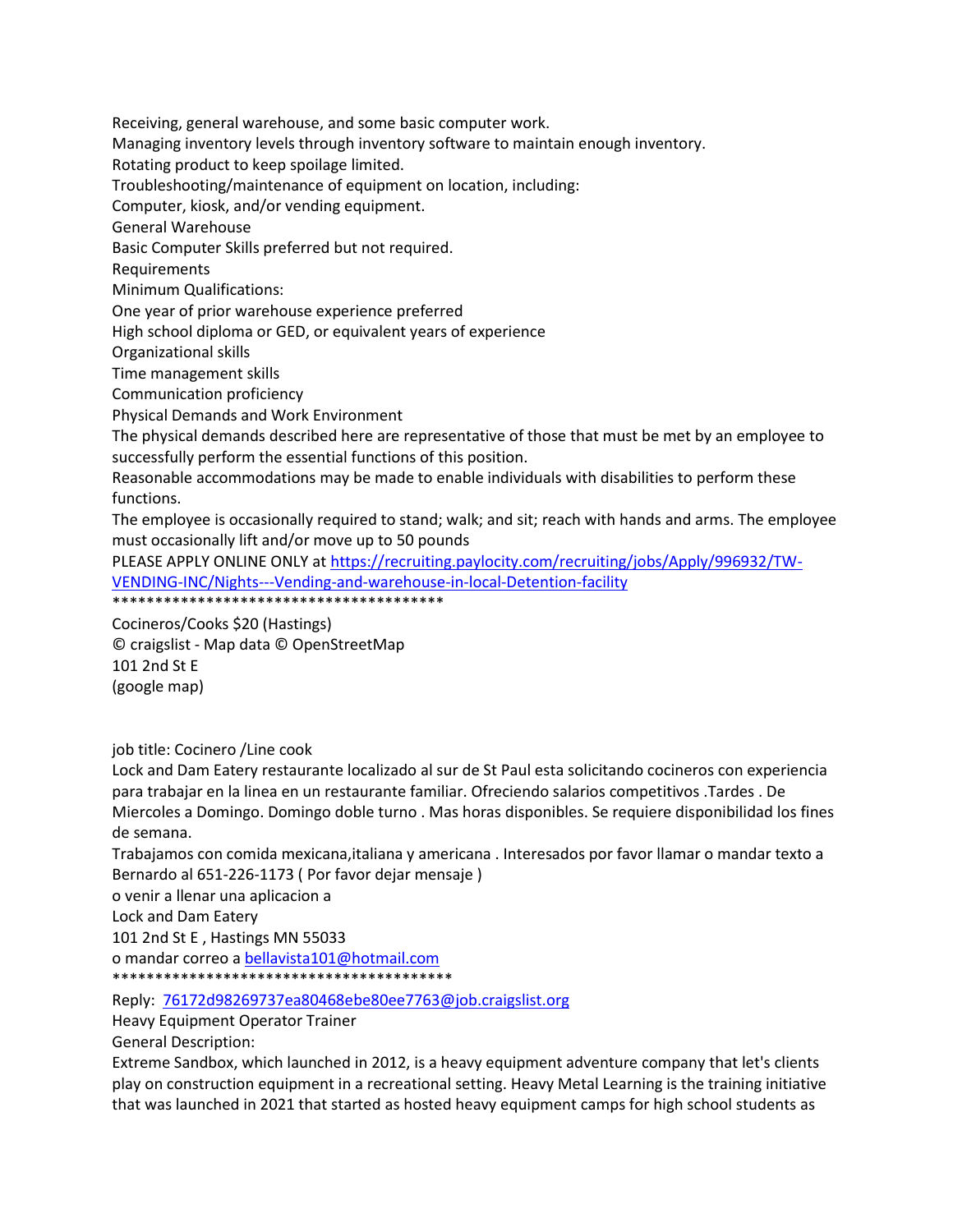Receiving, general warehouse, and some basic computer work.
Managing inventory levels through inventory software to maintain enough inventory.
Rotating product to keep spoilage limited.
Troubleshooting/maintenance of equipment on location, including:
Computer, kiosk, and/or vending equipment.
General Warehouse
Basic Computer Skills preferred but not required.
Requirements
Minimum Qualifications:
One year of prior warehouse experience preferred
High school diploma or GED, or equivalent years of experience
Organizational skills
Time management skills
Communication proficiency
Physical Demands and Work Environment
The physical demands described here are representative of those that must be met by an employee to successfully perform the essential functions of this position.
Reasonable accommodations may be made to enable individuals with disabilities to perform these functions.
The employee is occasionally required to stand; walk; and sit; reach with hands and arms. The employee must occasionally lift and/or move up to 50 pounds
PLEASE APPLY ONLINE ONLY at https://recruiting.paylocity.com/recruiting/jobs/Apply/996932/TW-VENDING-INC/Nights---Vending-and-warehouse-in-local-Detention-facility
****************************************
Cocineros/Cooks $20 (Hastings)
© craigslist - Map data © OpenStreetMap
101 2nd St E
(google map)

job title: Cocinero /Line cook
Lock and Dam Eatery restaurante localizado al sur de St Paul esta solicitando cocineros con experiencia para trabajar en la linea en un restaurante familiar. Ofreciendo salarios competitivos .Tardes . De Miercoles a Domingo. Domingo doble turno . Mas horas disponibles. Se requiere disponibilidad los fines de semana.
Trabajamos con comida mexicana,italiana y americana . Interesados por favor llamar o mandar texto a Bernardo al 651-226-1173 ( Por favor dejar mensaje )
o venir a llenar una aplicacion a
Lock and Dam Eatery
101 2nd St E , Hastings MN 55033
o mandar correo a bellavista101@hotmail.com
*****************************************
Reply: 76172d98269737ea80468ebe80ee7763@job.craigslist.org
Heavy Equipment Operator Trainer
General Description:
Extreme Sandbox, which launched in 2012, is a heavy equipment adventure company that let's clients play on construction equipment in a recreational setting. Heavy Metal Learning is the training initiative that was launched in 2021 that started as hosted heavy equipment camps for high school students as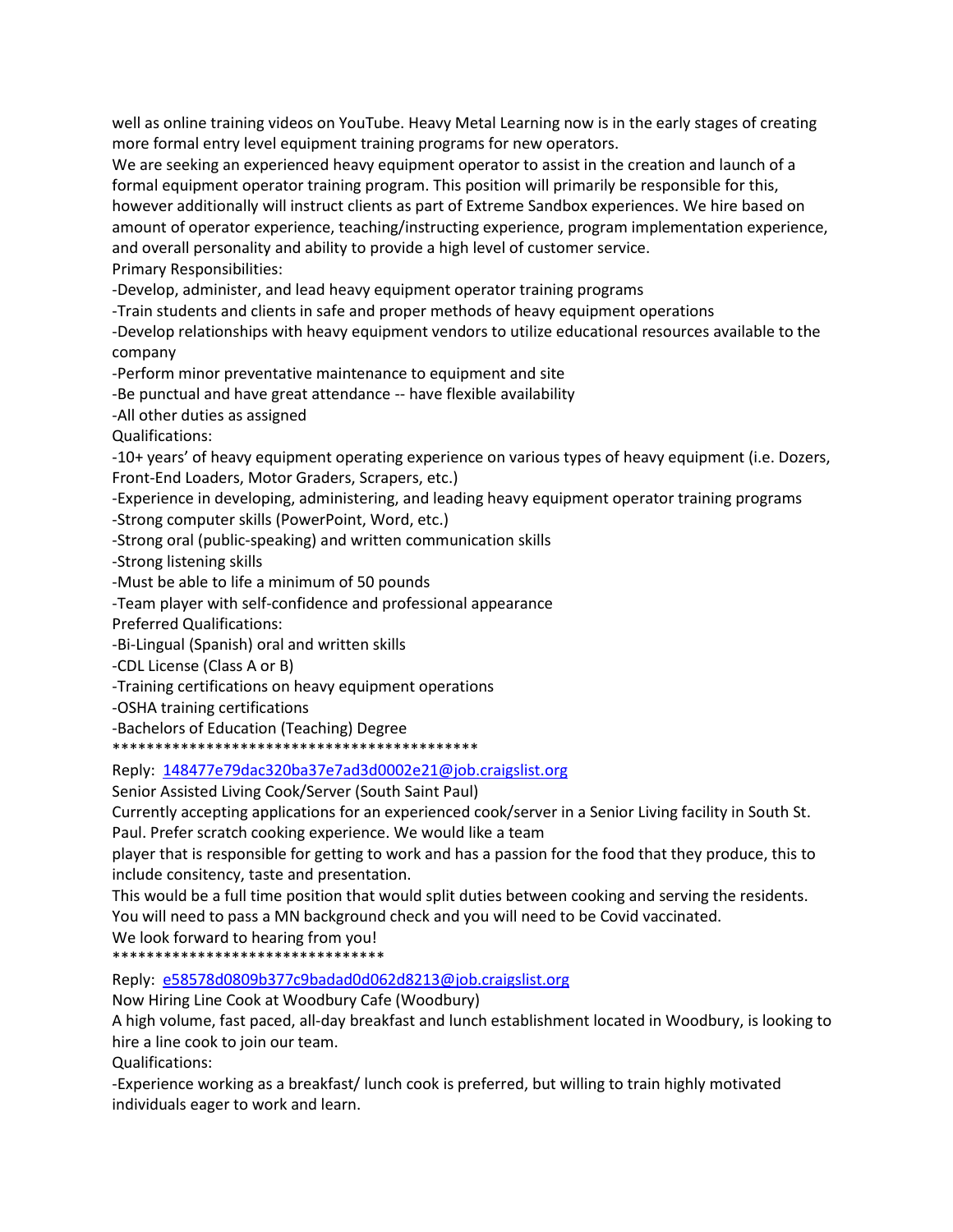well as online training videos on YouTube. Heavy Metal Learning now is in the early stages of creating more formal entry level equipment training programs for new operators.
We are seeking an experienced heavy equipment operator to assist in the creation and launch of a formal equipment operator training program. This position will primarily be responsible for this, however additionally will instruct clients as part of Extreme Sandbox experiences. We hire based on amount of operator experience, teaching/instructing experience, program implementation experience, and overall personality and ability to provide a high level of customer service.
Primary Responsibilities:
-Develop, administer, and lead heavy equipment operator training programs
-Train students and clients in safe and proper methods of heavy equipment operations
-Develop relationships with heavy equipment vendors to utilize educational resources available to the company
-Perform minor preventative maintenance to equipment and site
-Be punctual and have great attendance -- have flexible availability
-All other duties as assigned
Qualifications:
-10+ years' of heavy equipment operating experience on various types of heavy equipment (i.e. Dozers, Front-End Loaders, Motor Graders, Scrapers, etc.)
-Experience in developing, administering, and leading heavy equipment operator training programs
-Strong computer skills (PowerPoint, Word, etc.)
-Strong oral (public-speaking) and written communication skills
-Strong listening skills
-Must be able to life a minimum of 50 pounds
-Team player with self-confidence and professional appearance
Preferred Qualifications:
-Bi-Lingual (Spanish) oral and written skills
-CDL License (Class A or B)
-Training certifications on heavy equipment operations
-OSHA training certifications
-Bachelors of Education (Teaching) Degree
*********************************************

Reply: 148477e79dac320ba37e7ad3d0002e21@job.craigslist.org
Senior Assisted Living Cook/Server (South Saint Paul)
Currently accepting applications for an experienced cook/server in a Senior Living facility in South St. Paul. Prefer scratch cooking experience. We would like a team
player that is responsible for getting to work and has a passion for the food that they produce, this to include consitency, taste and presentation.
This would be a full time position that would split duties between cooking and serving the residents.
You will need to pass a MN background check and you will need to be Covid vaccinated.
We look forward to hearing from you!
*********************************

Reply: e58578d0809b377c9badad0d062d8213@job.craigslist.org
Now Hiring Line Cook at Woodbury Cafe (Woodbury)
A high volume, fast paced, all-day breakfast and lunch establishment located in Woodbury, is looking to hire a line cook to join our team.
Qualifications:
-Experience working as a breakfast/ lunch cook is preferred, but willing to train highly motivated individuals eager to work and learn.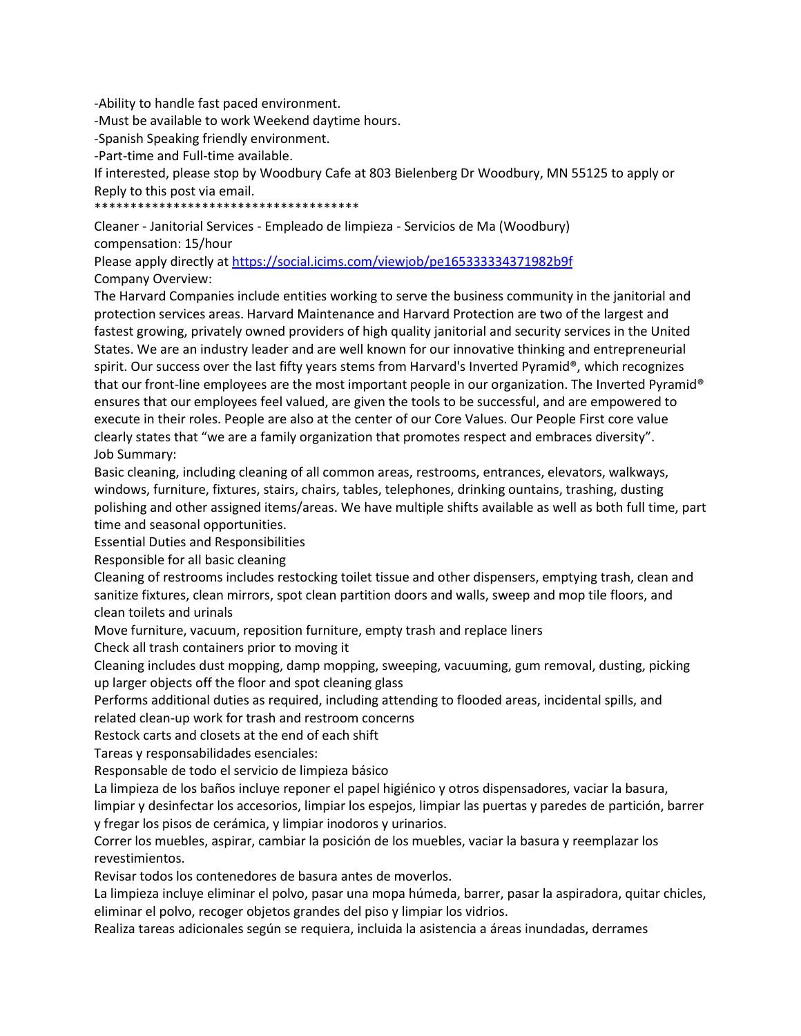-Ability to handle fast paced environment.
-Must be available to work Weekend daytime hours.
-Spanish Speaking friendly environment.
-Part-time and Full-time available.
If interested, please stop by Woodbury Cafe at 803 Bielenberg Dr Woodbury, MN 55125 to apply or Reply to this post via email.
**************************************

Cleaner - Janitorial Services - Empleado de limpieza - Servicios de Ma (Woodbury)
compensation: 15/hour
Please apply directly at https://social.icims.com/viewjob/pe165333334371982b9f
Company Overview:
The Harvard Companies include entities working to serve the business community in the janitorial and protection services areas. Harvard Maintenance and Harvard Protection are two of the largest and fastest growing, privately owned providers of high quality janitorial and security services in the United States. We are an industry leader and are well known for our innovative thinking and entrepreneurial spirit. Our success over the last fifty years stems from Harvard's Inverted Pyramid®, which recognizes that our front-line employees are the most important people in our organization. The Inverted Pyramid® ensures that our employees feel valued, are given the tools to be successful, and are empowered to execute in their roles. People are also at the center of our Core Values. Our People First core value clearly states that "we are a family organization that promotes respect and embraces diversity".
Job Summary:
Basic cleaning, including cleaning of all common areas, restrooms, entrances, elevators, walkways, windows, furniture, fixtures, stairs, chairs, tables, telephones, drinking ountains, trashing, dusting polishing and other assigned items/areas. We have multiple shifts available as well as both full time, part time and seasonal opportunities.
Essential Duties and Responsibilities
Responsible for all basic cleaning
Cleaning of restrooms includes restocking toilet tissue and other dispensers, emptying trash, clean and sanitize fixtures, clean mirrors, spot clean partition doors and walls, sweep and mop tile floors, and clean toilets and urinals
Move furniture, vacuum, reposition furniture, empty trash and replace liners
Check all trash containers prior to moving it
Cleaning includes dust mopping, damp mopping, sweeping, vacuuming, gum removal, dusting, picking up larger objects off the floor and spot cleaning glass
Performs additional duties as required, including attending to flooded areas, incidental spills, and related clean-up work for trash and restroom concerns
Restock carts and closets at the end of each shift
Tareas y responsabilidades esenciales:
Responsable de todo el servicio de limpieza básico
La limpieza de los baños incluye reponer el papel higiénico y otros dispensadores, vaciar la basura, limpiar y desinfectar los accesorios, limpiar los espejos, limpiar las puertas y paredes de partición, barrer y fregar los pisos de cerámica, y limpiar inodoros y urinarios.
Correr los muebles, aspirar, cambiar la posición de los muebles, vaciar la basura y reemplazar los revestimientos.
Revisar todos los contenedores de basura antes de moverlos.
La limpieza incluye eliminar el polvo, pasar una mopa húmeda, barrer, pasar la aspiradora, quitar chicles, eliminar el polvo, recoger objetos grandes del piso y limpiar los vidrios.
Realiza tareas adicionales según se requiera, incluida la asistencia a áreas inundadas, derrames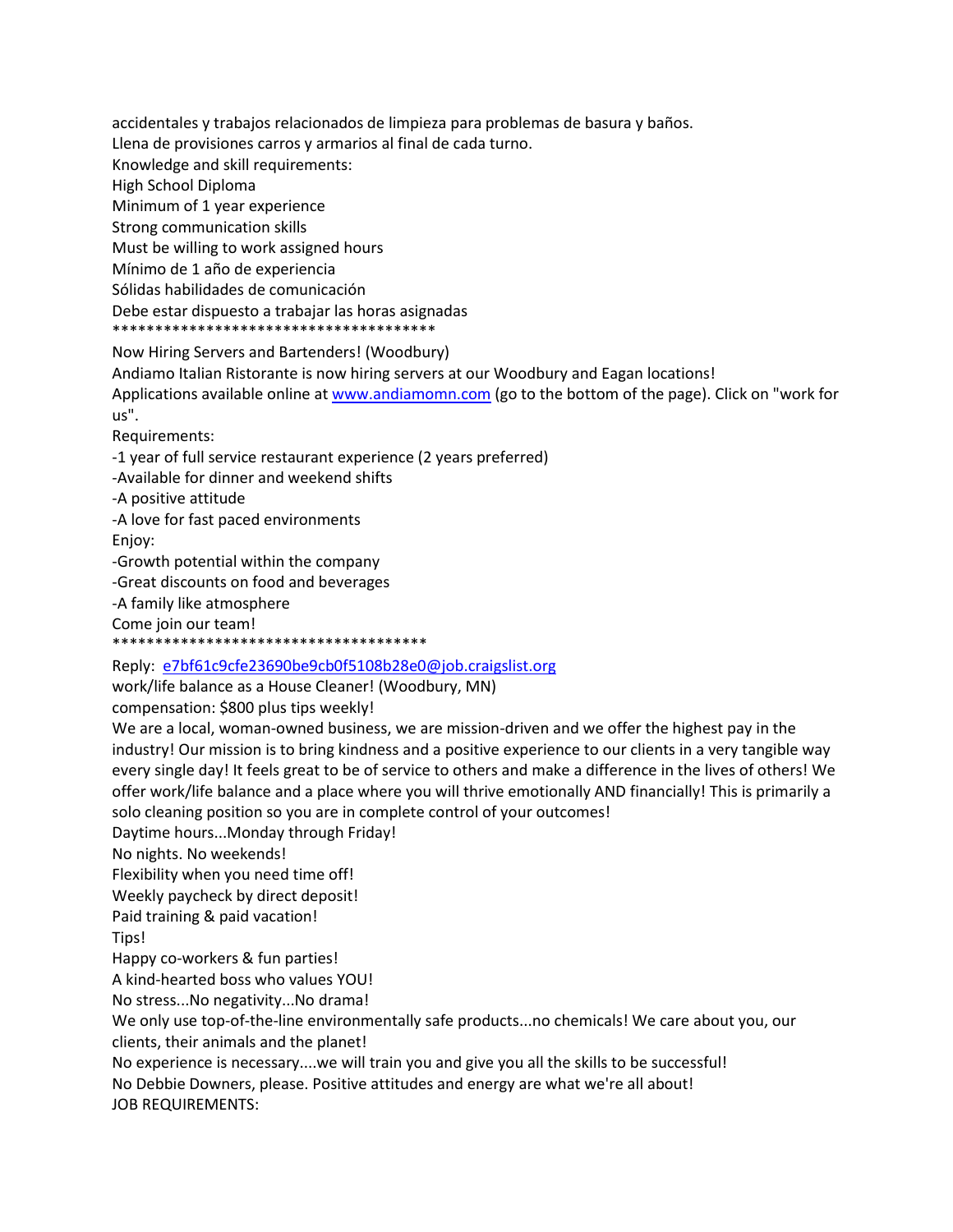accidentales y trabajos relacionados de limpieza para problemas de basura y baños.
Llena de provisiones carros y armarios al final de cada turno.
Knowledge and skill requirements:
High School Diploma
Minimum of 1 year experience
Strong communication skills
Must be willing to work assigned hours
Mínimo de 1 año de experiencia
Sólidas habilidades de comunicación
Debe estar dispuesto a trabajar las horas asignadas
****************************************
Now Hiring Servers and Bartenders! (Woodbury)
Andiamo Italian Ristorante is now hiring servers at our Woodbury and Eagan locations!
Applications available online at www.andiamomn.com (go to the bottom of the page). Click on "work for us".
Requirements:
-1 year of full service restaurant experience (2 years preferred)
-Available for dinner and weekend shifts
-A positive attitude
-A love for fast paced environments
Enjoy:
-Growth potential within the company
-Great discounts on food and beverages
-A family like atmosphere
Come join our team!
**************************************
Reply: e7bf61c9cfe23690be9cb0f5108b28e0@job.craigslist.org
work/life balance as a House Cleaner! (Woodbury, MN)
compensation: $800 plus tips weekly!
We are a local, woman-owned business, we are mission-driven and we offer the highest pay in the industry! Our mission is to bring kindness and a positive experience to our clients in a very tangible way every single day! It feels great to be of service to others and make a difference in the lives of others! We offer work/life balance and a place where you will thrive emotionally AND financially! This is primarily a solo cleaning position so you are in complete control of your outcomes!
Daytime hours...Monday through Friday!
No nights. No weekends!
Flexibility when you need time off!
Weekly paycheck by direct deposit!
Paid training & paid vacation!
Tips!
Happy co-workers & fun parties!
A kind-hearted boss who values YOU!
No stress...No negativity...No drama!
We only use top-of-the-line environmentally safe products...no chemicals! We care about you, our clients, their animals and the planet!
No experience is necessary....we will train you and give you all the skills to be successful!
No Debbie Downers, please. Positive attitudes and energy are what we're all about!
JOB REQUIREMENTS: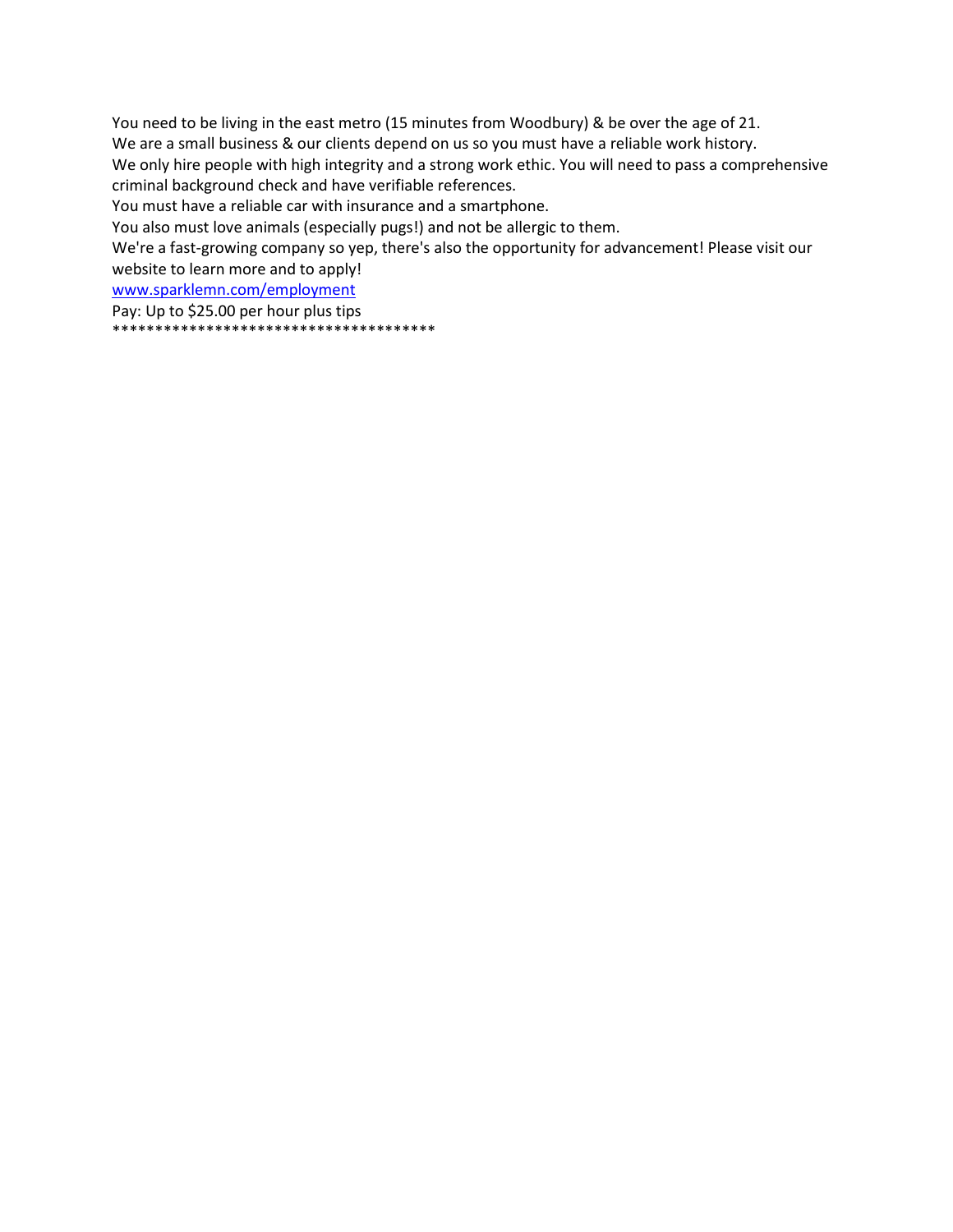You need to be living in the east metro (15 minutes from Woodbury) & be over the age of 21.
We are a small business & our clients depend on us so you must have a reliable work history.
We only hire people with high integrity and a strong work ethic. You will need to pass a comprehensive criminal background check and have verifiable references.
You must have a reliable car with insurance and a smartphone.
You also must love animals (especially pugs!) and not be allergic to them.
We're a fast-growing company so yep, there's also the opportunity for advancement! Please visit our website to learn more and to apply!
[www.sparklemn.com/employment](http://www.sparklemn.com/employment)
Pay: Up to $25.00 per hour plus tips
*************************************